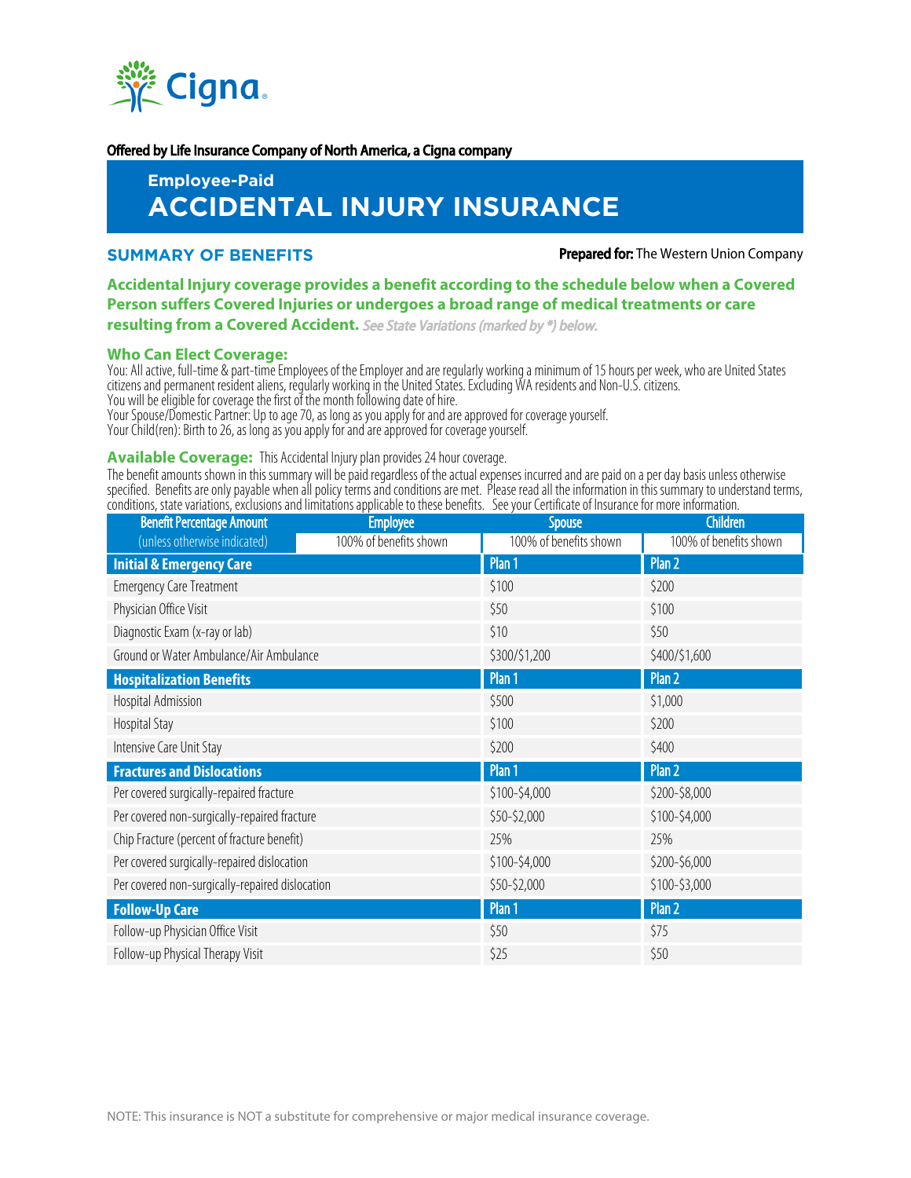Cigna

**Offered by Life Insurance Company of North America, a Cigna company**

## Employee-Paid
# ACCIDENTAL INJURY INSURANCE

## SUMMARY OF BENEFITS

**Prepared for:** The Western Union Company

**Accidental Injury coverage provides a benefit according to the schedule below when a Covered Person suffers Covered Injuries or undergoes a broad range of medical treatments or care resulting from a Covered Accident.** *See State Variations (marked by \*) below.*

### Who Can Elect Coverage:

You: All active, full-time & part-time Employees of the Employer and are regularly working a minimum of 15 hours per week, who are United States citizens and permanent resident aliens, regularly working in the United States. Excluding WA residents and Non-U.S. citizens.
You will be eligible for coverage the first of the month following date of hire.
Your Spouse/Domestic Partner: Up to age 70, as long as you apply for and are approved for coverage yourself.
Your Child(ren): Birth to 26, as long as you apply for and are approved for coverage yourself.

### Available Coverage:

This Accidental Injury plan provides 24 hour coverage.

The benefit amounts shown in this summary will be paid regardless of the actual expenses incurred and are paid on a per day basis unless otherwise specified. Benefits are only payable when all policy terms and conditions are met. Please read all the information in this summary to understand terms, conditions, state variations, exclusions and limitations applicable to these benefits. See your Certificate of Insurance for more information.

| Benefit Percentage Amount | Employee | Spouse | Children |
|---|---|---|---|
| (unless otherwise indicated) | 100% of benefits shown | 100% of benefits shown | 100% of benefits shown |
| **Initial & Emergency Care** | | **Plan 1** | **Plan 2** |
| Emergency Care Treatment | | $100 | $200 |
| Physician Office Visit | | $50 | $100 |
| Diagnostic Exam (x-ray or lab) | | $10 | $50 |
| Ground or Water Ambulance/Air Ambulance | | $300/$1,200 | $400/$1,600 |
| **Hospitalization Benefits** | | **Plan 1** | **Plan 2** |
| Hospital Admission | | $500 | $1,000 |
| Hospital Stay | | $100 | $200 |
| Intensive Care Unit Stay | | $200 | $400 |
| **Fractures and Dislocations** | | **Plan 1** | **Plan 2** |
| Per covered surgically-repaired fracture | | $100-$4,000 | $200-$8,000 |
| Per covered non-surgically-repaired fracture | | $50-$2,000 | $100-$4,000 |
| Chip Fracture (percent of fracture benefit) | | 25% | 25% |
| Per covered surgically-repaired dislocation | | $100-$4,000 | $200-$6,000 |
| Per covered non-surgically-repaired dislocation | | $50-$2,000 | $100-$3,000 |
| **Follow-Up Care** | | **Plan 1** | **Plan 2** |
| Follow-up Physician Office Visit | | $50 | $75 |
| Follow-up Physical Therapy Visit | | $25 | $50 |

NOTE: This insurance is NOT a substitute for comprehensive or major medical insurance coverage.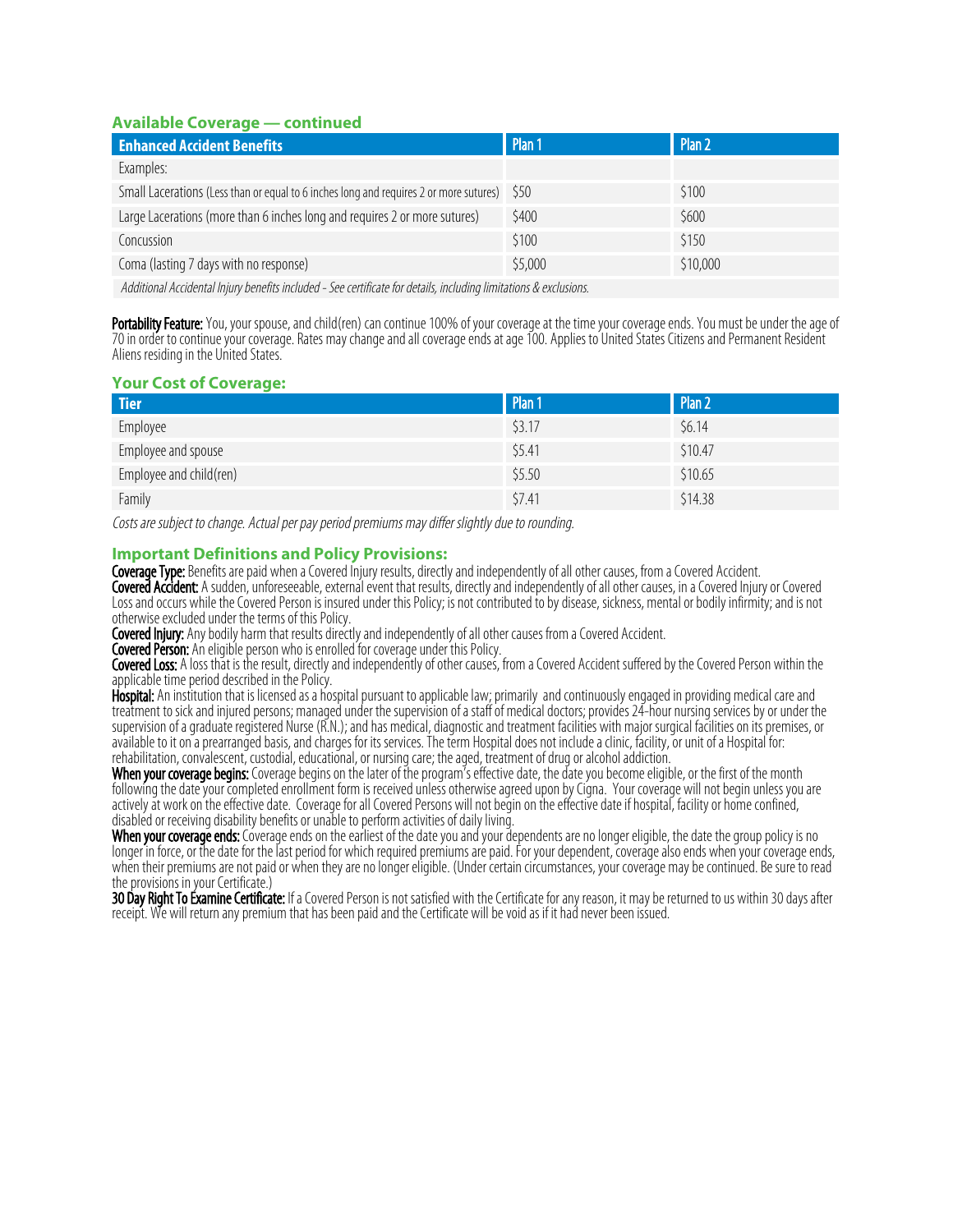## Available Coverage — continued

| Enhanced Accident Benefits | Plan 1 | Plan 2 |
|---|---|---|
| Examples: | | |
| Small Lacerations (Less than or equal to 6 inches long and requires 2 or more sutures) | $50 | $100 |
| Large Lacerations (more than 6 inches long and requires 2 or more sutures) | $400 | $600 |
| Concussion | $100 | $150 |
| Coma (lasting 7 days with no response) | $5,000 | $10,000 |
| *Additional Accidental Injury benefits included - See certificate for details, including limitations & exclusions.* | | |

**Portability Feature:** You, your spouse, and child(ren) can continue 100% of your coverage at the time your coverage ends. You must be under the age of 70 in order to continue your coverage. Rates may change and all coverage ends at age 100. Applies to United States Citizens and Permanent Resident Aliens residing in the United States.

## Your Cost of Coverage:

| Tier | Plan 1 | Plan 2 |
|---|---|---|
| Employee | $3.17 | $6.14 |
| Employee and spouse | $5.41 | $10.47 |
| Employee and child(ren) | $5.50 | $10.65 |
| Family | $7.41 | $14.38 |

*Costs are subject to change. Actual per pay period premiums may differ slightly due to rounding.*

## Important Definitions and Policy Provisions:

**Coverage Type:** Benefits are paid when a Covered Injury results, directly and independently of all other causes, from a Covered Accident.
**Covered Accident:** A sudden, unforeseeable, external event that results, directly and independently of all other causes, in a Covered Injury or Covered Loss and occurs while the Covered Person is insured under this Policy; is not contributed to by disease, sickness, mental or bodily infirmity; and is not otherwise excluded under the terms of this Policy.
**Covered Injury:** Any bodily harm that results directly and independently of all other causes from a Covered Accident.
**Covered Person:** An eligible person who is enrolled for coverage under this Policy.
**Covered Loss:** A loss that is the result, directly and independently of other causes, from a Covered Accident suffered by the Covered Person within the applicable time period described in the Policy.
**Hospital:** An institution that is licensed as a hospital pursuant to applicable law; primarily and continuously engaged in providing medical care and treatment to sick and injured persons; managed under the supervision of a staff of medical doctors; provides 24-hour nursing services by or under the supervision of a graduate registered Nurse (R.N.); and has medical, diagnostic and treatment facilities with major surgical facilities on its premises, or available to it on a prearranged basis, and charges for its services. The term Hospital does not include a clinic, facility, or unit of a Hospital for: rehabilitation, convalescent, custodial, educational, or nursing care; the aged, treatment of drug or alcohol addiction.
**When your coverage begins:** Coverage begins on the later of the program's effective date, the date you become eligible, or the first of the month following the date your completed enrollment form is received unless otherwise agreed upon by Cigna. Your coverage will not begin unless you are actively at work on the effective date. Coverage for all Covered Persons will not begin on the effective date if hospital, facility or home confined, disabled or receiving disability benefits or unable to perform activities of daily living.
**When your coverage ends:** Coverage ends on the earliest of the date you and your dependents are no longer eligible, the date the group policy is no longer in force, or the date for the last period for which required premiums are paid. For your dependent, coverage also ends when your coverage ends, when their premiums are not paid or when they are no longer eligible. (Under certain circumstances, your coverage may be continued. Be sure to read the provisions in your Certificate.)
**30 Day Right To Examine Certificate:** If a Covered Person is not satisfied with the Certificate for any reason, it may be returned to us within 30 days after receipt. We will return any premium that has been paid and the Certificate will be void as if it had never been issued.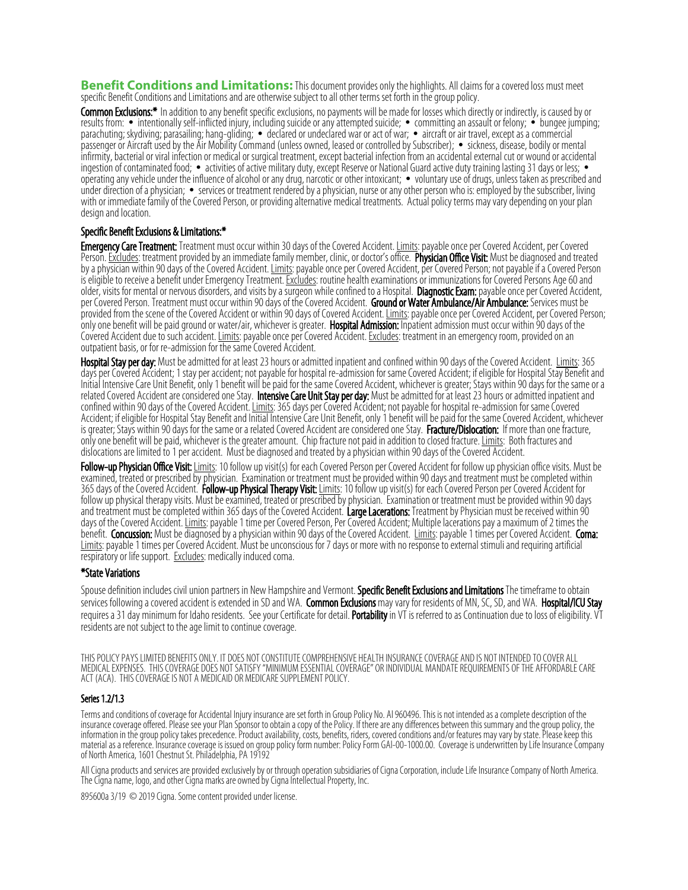**Benefit Conditions and Limitations:** This document provides only the highlights. All claims for a covered loss must meet specific Benefit Conditions and Limitations and are otherwise subject to all other terms set forth in the group policy.

**Common Exclusions:*** In addition to any benefit specific exclusions, no payments will be made for losses which directly or indirectly, is caused by or results from: • intentionally self-inflicted injury, including suicide or any attempted suicide; • committing an assault or felony; • bungee jumping; parachuting; skydiving; parasailing; hang-gliding; • declared or undeclared war or act of war; • aircraft or air travel, except as a commercial passenger or Aircraft used by the Air Mobility Command (unless owned, leased or controlled by Subscriber); • sickness, disease, bodily or mental infirmity, bacterial or viral infection or medical or surgical treatment, except bacterial infection from an accidental external cut or wound or accidental ingestion of contaminated food; • activities of active military duty, except Reserve or National Guard active duty training lasting 31 days or less; • operating any vehicle under the influence of alcohol or any drug, narcotic or other intoxicant; • voluntary use of drugs, unless taken as prescribed and under direction of a physician; • services or treatment rendered by a physician, nurse or any other person who is: employed by the subscriber, living with or immediate family of the Covered Person, or providing alternative medical treatments. Actual policy terms may vary depending on your plan design and location.

### Specific Benefit Exclusions & Limitations:*

**Emergency Care Treatment:** Treatment must occur within 30 days of the Covered Accident. Limits: payable once per Covered Accident, per Covered Person. Excludes: treatment provided by an immediate family member, clinic, or doctor's office. **Physician Office Visit:** Must be diagnosed and treated by a physician within 90 days of the Covered Accident. Limits: payable once per Covered Accident, per Covered Person; not payable if a Covered Person is eligible to receive a benefit under Emergency Treatment. Excludes: routine health examinations or immunizations for Covered Persons Age 60 and older, visits for mental or nervous disorders, and visits by a surgeon while confined to a Hospital. **Diagnostic Exam:** payable once per Covered Accident, per Covered Person. Treatment must occur within 90 days of the Covered Accident. **Ground or Water Ambulance/Air Ambulance:** Services must be provided from the scene of the Covered Accident or within 90 days of Covered Accident. Limits: payable once per Covered Accident, per Covered Person; only one benefit will be paid ground or water/air, whichever is greater. **Hospital Admission:** Inpatient admission must occur within 90 days of the Covered Accident due to such accident. Limits: payable once per Covered Accident. Excludes: treatment in an emergency room, provided on an outpatient basis, or for re-admission for the same Covered Accident.

**Hospital Stay per day:** Must be admitted for at least 23 hours or admitted inpatient and confined within 90 days of the Covered Accident. Limits: 365 days per Covered Accident; 1 stay per accident; not payable for hospital re-admission for same Covered Accident; if eligible for Hospital Stay Benefit and Initial Intensive Care Unit Benefit, only 1 benefit will be paid for the same Covered Accident, whichever is greater; Stays within 90 days for the same or a related Covered Accident are considered one Stay. **Intensive Care Unit Stay per day:** Must be admitted for at least 23 hours or admitted inpatient and confined within 90 days of the Covered Accident. Limits: 365 days per Covered Accident; not payable for hospital re-admission for same Covered Accident; if eligible for Hospital Stay Benefit and Initial Intensive Care Unit Benefit, only 1 benefit will be paid for the same Covered Accident, whichever is greater; Stays within 90 days for the same or a related Covered Accident are considered one Stay. **Fracture/Dislocation:** If more than one fracture, only one benefit will be paid, whichever is the greater amount. Chip fracture not paid in addition to closed fracture. Limits: Both fractures and dislocations are limited to 1 per accident. Must be diagnosed and treated by a physician within 90 days of the Covered Accident.

**Follow-up Physician Office Visit:** Limits: 10 follow up visit(s) for each Covered Person per Covered Accident for follow up physician office visits. Must be examined, treated or prescribed by physician. Examination or treatment must be provided within 90 days and treatment must be completed within 365 days of the Covered Accident. **Follow-up Physical Therapy Visit:** Limits: 10 follow up visit(s) for each Covered Person per Covered Accident for follow up physical therapy visits. Must be examined, treated or prescribed by physician. Examination or treatment must be provided within 90 days and treatment must be completed within 365 days of the Covered Accident. **Large Lacerations:** Treatment by Physician must be received within 90 days of the Covered Accident. Limits: payable 1 time per Covered Person, Per Covered Accident; Multiple lacerations pay a maximum of 2 times the benefit. **Concussion:** Must be diagnosed by a physician within 90 days of the Covered Accident. Limits: payable 1 times per Covered Accident. **Coma:** Limits: payable 1 times per Covered Accident. Must be unconscious for 7 days or more with no response to external stimuli and requiring artificial respiratory or life support. Excludes: medically induced coma.

### *State Variations

Spouse definition includes civil union partners in New Hampshire and Vermont. **Specific Benefit Exclusions and Limitations** The timeframe to obtain services following a covered accident is extended in SD and WA. **Common Exclusions** may vary for residents of MN, SC, SD, and WA. **Hospital/ICU Stay** requires a 31 day minimum for Idaho residents. See your Certificate for detail. **Portability** in VT is referred to as Continuation due to loss of eligibility. VT residents are not subject to the age limit to continue coverage.

THIS POLICY PAYS LIMITED BENEFITS ONLY. IT DOES NOT CONSTITUTE COMPREHENSIVE HEALTH INSURANCE COVERAGE AND IS NOT INTENDED TO COVER ALL MEDICAL EXPENSES. THIS COVERAGE DOES NOT SATISFY "MINIMUM ESSENTIAL COVERAGE" OR INDIVIDUAL MANDATE REQUIREMENTS OF THE AFFORDABLE CARE ACT (ACA). THIS COVERAGE IS NOT A MEDICAID OR MEDICARE SUPPLEMENT POLICY.

### Series 1.2/1.3

Terms and conditions of coverage for Accidental Injury insurance are set forth in Group Policy No. AI 960496. This is not intended as a complete description of the insurance coverage offered. Please see your Plan Sponsor to obtain a copy of the Policy. If there are any differences between this summary and the group policy, the information in the group policy takes precedence. Product availability, costs, benefits, riders, covered conditions and/or features may vary by state. Please keep this material as a reference. Insurance coverage is issued on group policy form number: Policy Form GAI-00-1000.00. Coverage is underwritten by Life Insurance Company of North America, 1601 Chestnut St. Philadelphia, PA 19192

All Cigna products and services are provided exclusively by or through operation subsidiaries of Cigna Corporation, include Life Insurance Company of North America. The Cigna name, logo, and other Cigna marks are owned by Cigna Intellectual Property, Inc.

895600a 3/19 © 2019 Cigna. Some content provided under license.